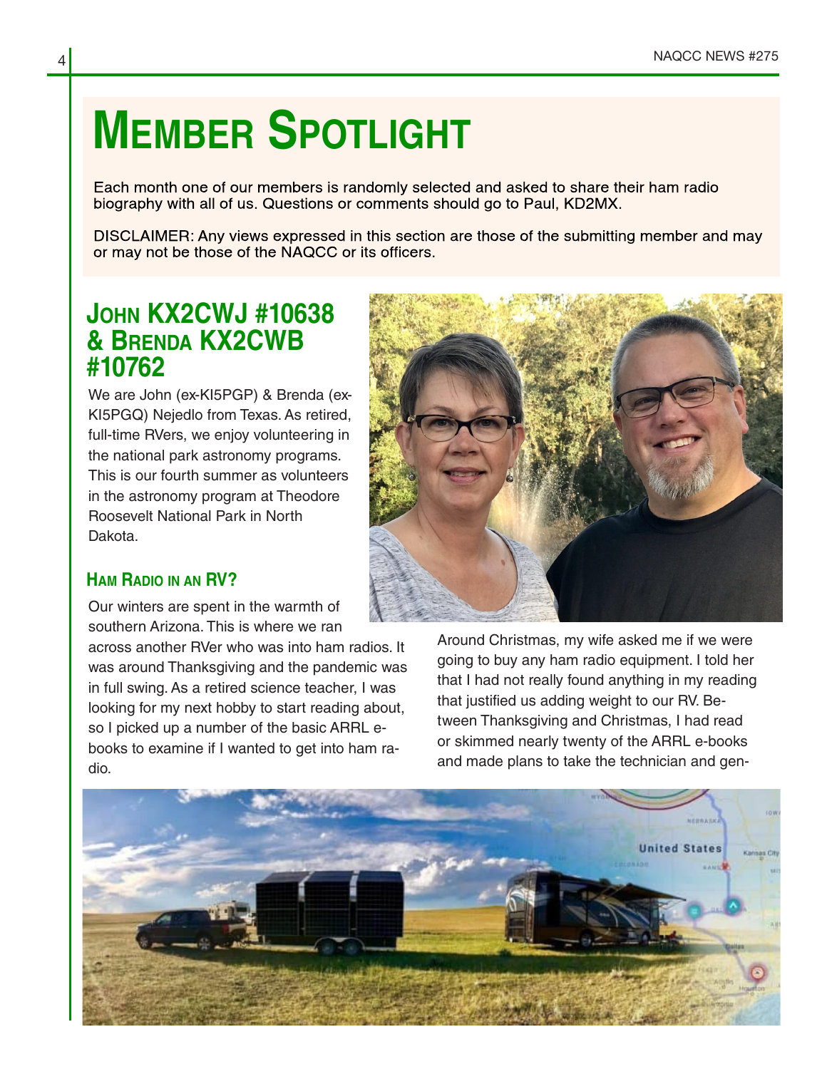# Member Spotlight

Each month one of our members is randomly selected and asked to share their ham radio biography with all of us. Questions or comments should go to Paul, KD2MX.

DISCLAIMER: Any views expressed in this section are those of the submitting member and may or may not be those of the NAQCC or its officers.

## John KX2CWJ #10638 & Brenda KX2CWB #10762

We are John (ex-KI5PGP) & Brenda (ex-KI5PGQ) Nejedlo from Texas. As retired, full-time RVers, we enjoy volunteering in the national park astronomy programs. This is our fourth summer as volunteers in the astronomy program at Theodore Roosevelt National Park in North Dakota.

### Ham Radio in an RV?

Our winters are spent in the warmth of southern Arizona. This is where we ran across another RVer who was into ham radios. It was around Thanksgiving and the pandemic was in full swing. As a retired science teacher, I was looking for my next hobby to start reading about, so I picked up a number of the basic ARRL e-books to examine if I wanted to get into ham radio.

Around Christmas, my wife asked me if we were going to buy any ham radio equipment. I told her that I had not really found anything in my reading that justified us adding weight to our RV. Between Thanksgiving and Christmas, I had read or skimmed nearly twenty of the ARRL e-books and made plans to take the technician and gen-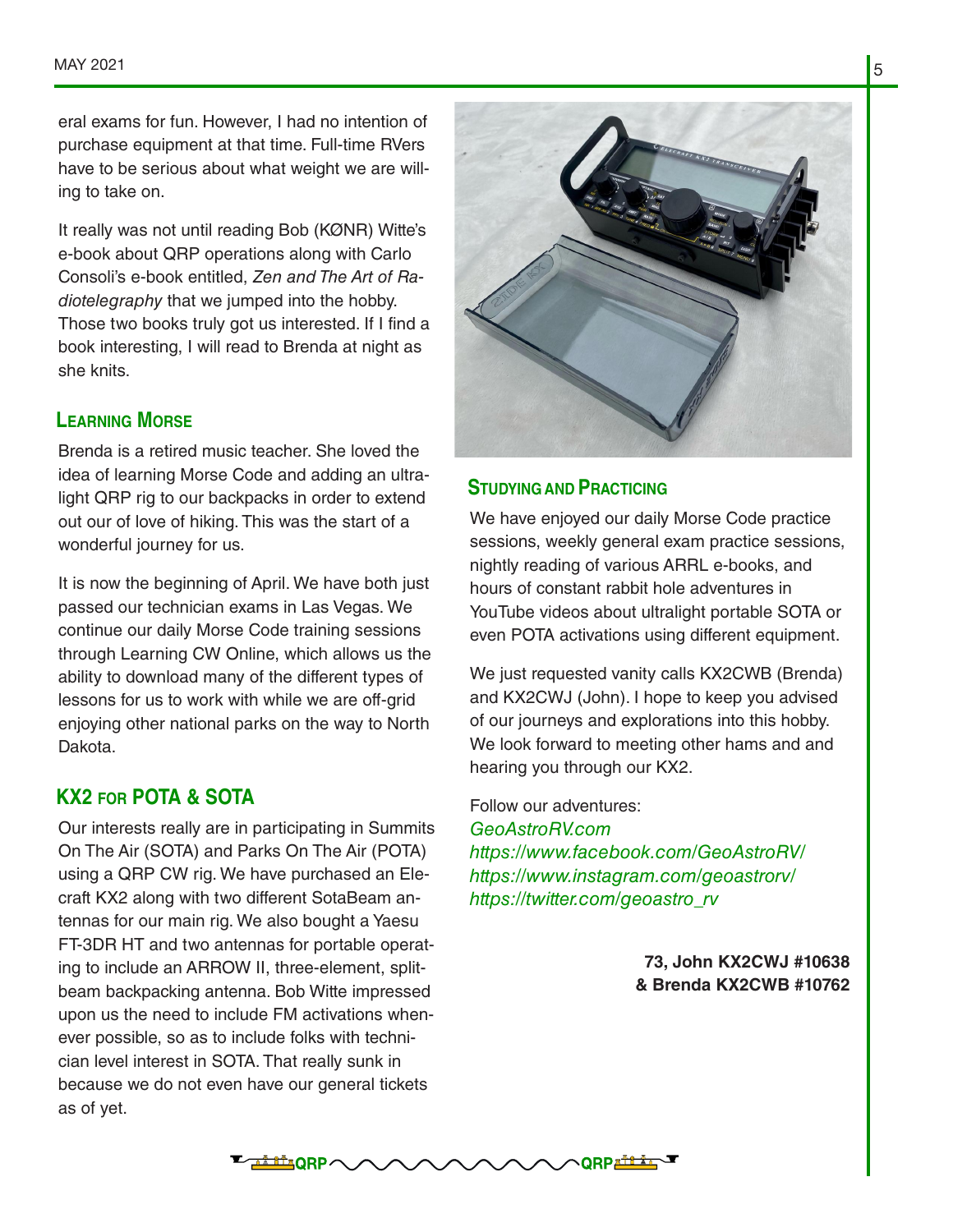eral exams for fun. However, I had no intention of purchase equipment at that time. Full-time RVers have to be serious about what weight we are willing to take on.

It really was not until reading Bob (KØNR) Witte's e-book about QRP operations along with Carlo Consoli's e-book entitled, *Zen and The Art of Radiotelegraphy* that we jumped into the hobby. Those two books truly got us interested. If I find a book interesting, I will read to Brenda at night as she knits.

## Learning Morse

Brenda is a retired music teacher. She loved the idea of learning Morse Code and adding an ultralight QRP rig to our backpacks in order to extend out our of love of hiking. This was the start of a wonderful journey for us.

It is now the beginning of April. We have both just passed our technician exams in Las Vegas. We continue our daily Morse Code training sessions through Learning CW Online, which allows us the ability to download many of the different types of lessons for us to work with while we are off-grid enjoying other national parks on the way to North Dakota.

## KX2 for POTA & SOTA

Our interests really are in participating in Summits On The Air (SOTA) and Parks On The Air (POTA) using a QRP CW rig. We have purchased an Elecraft KX2 along with two different SotaBeam antennas for our main rig. We also bought a Yaesu FT-3DR HT and two antennas for portable operating to include an ARROW II, three-element, split-beam backpacking antenna. Bob Witte impressed upon us the need to include FM activations whenever possible, so as to include folks with technician level interest in SOTA. That really sunk in because we do not even have our general tickets as of yet.

## Studying and Practicing

We have enjoyed our daily Morse Code practice sessions, weekly general exam practice sessions, nightly reading of various ARRL e-books, and hours of constant rabbit hole adventures in YouTube videos about ultralight portable SOTA or even POTA activations using different equipment.

We just requested vanity calls KX2CWB (Brenda) and KX2CWJ (John). I hope to keep you advised of our journeys and explorations into this hobby. We look forward to meeting other hams and and hearing you through our KX2.

Follow our adventures:
*GeoAstroRV.com*
*https://www.facebook.com/GeoAstroRV/*
*https://www.instagram.com/geoastrorv/*
*https://twitter.com/geoastro_rv*

**73, John KX2CWJ #10638**
**& Brenda KX2CWB #10762**